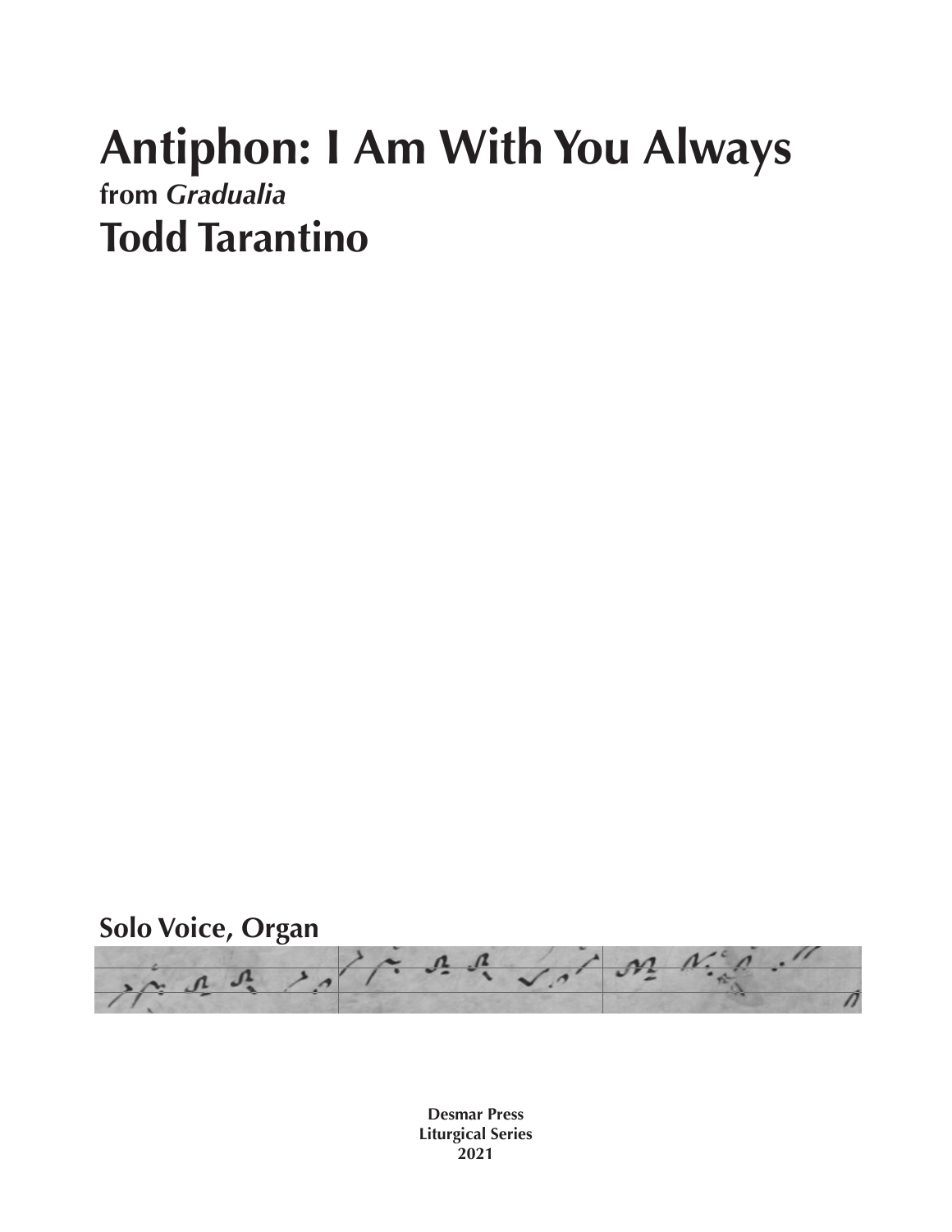# Antiphon: I Am With You Always

### from *Gradualia*

## Todd Tarantino

**Solo Voice, Organ**

**Desmar Press**
**Liturgical Series**
**2021**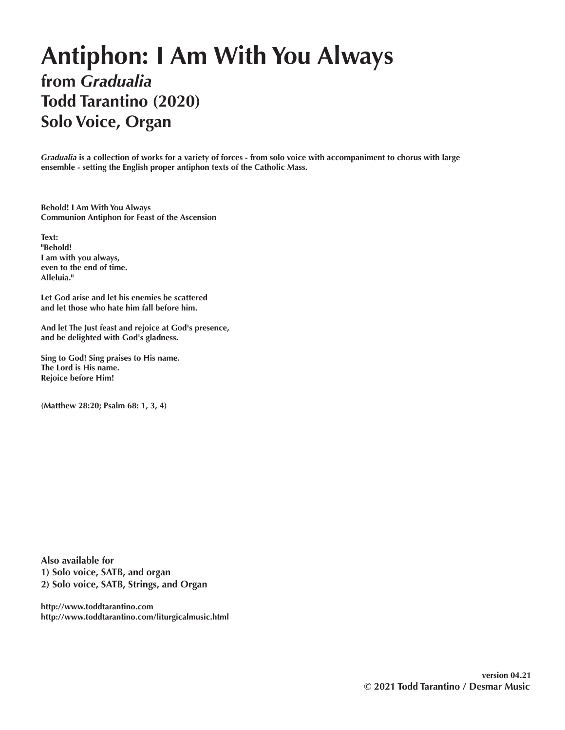# Antiphon: I Am With You Always

## from *Gradualia*
## Todd Tarantino (2020)
## Solo Voice, Organ

***Gradualia*** **is a collection of works for a variety of forces - from solo voice with accompaniment to chorus with large ensemble - setting the English proper antiphon texts of the Catholic Mass.**

**Behold! I Am With You Always**
**Communion Antiphon for Feast of the Ascension**

**Text:**
**"Behold!**
**I am with you always,**
**even to the end of time.**
**Alleluia."**

**Let God arise and let his enemies be scattered**
**and let those who hate him fall before him.**

**And let The Just feast and rejoice at God's presence,**
**and be delighted with God's gladness.**

**Sing to God! Sing praises to His name.**
**The Lord is His name.**
**Rejoice before Him!**

**(Matthew 28:20; Psalm 68: 1, 3, 4)**

**Also available for**
**1) Solo voice, SATB, and organ**
**2) Solo voice, SATB, Strings, and Organ**

**http://www.toddtarantino.com**
**http://www.toddtarantino.com/liturgicalmusic.html**

**version 04.21**
**© 2021 Todd Tarantino / Desmar Music**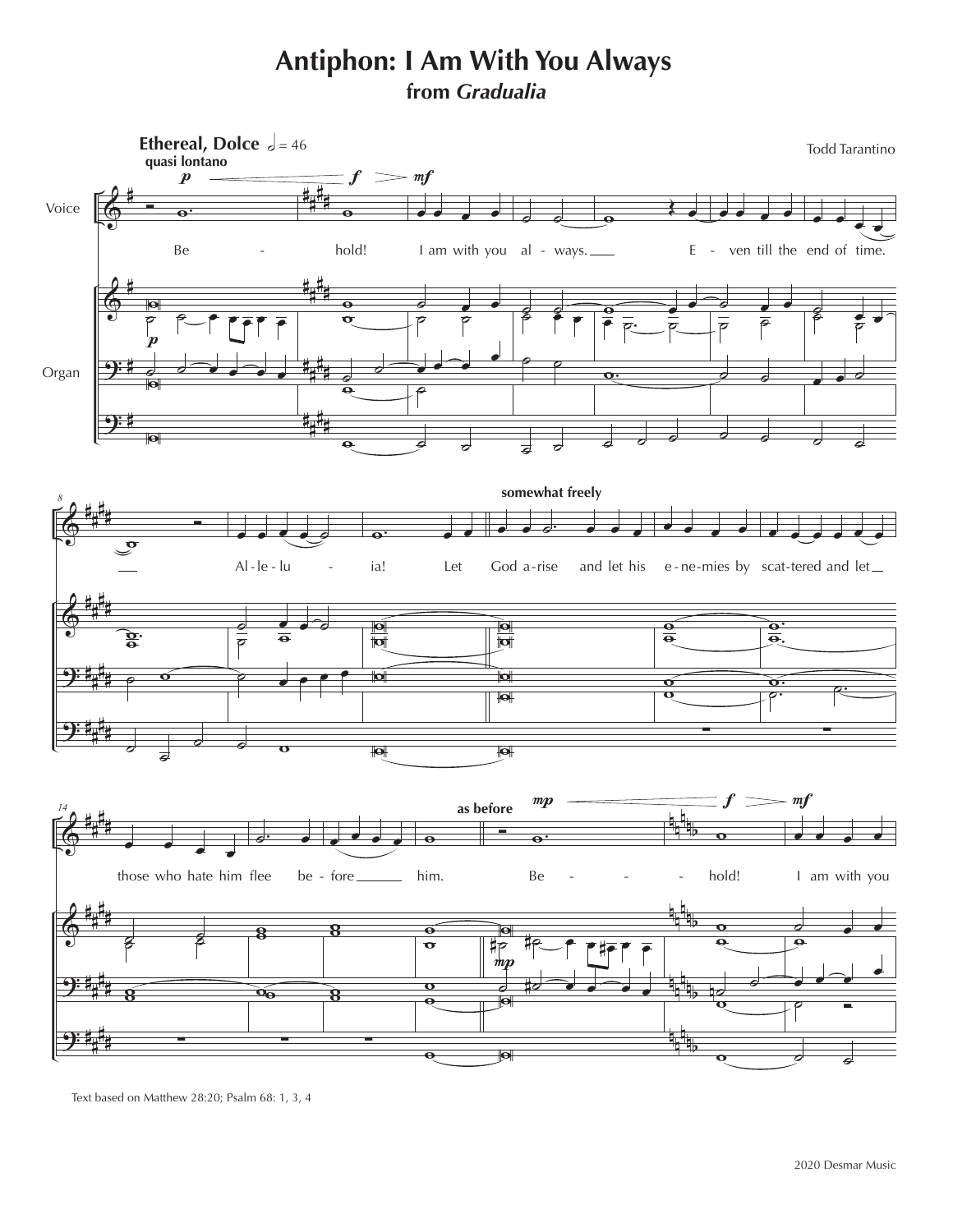# Antiphon: I Am With You Always

## from *Gradualia*

Todd Tarantino

Text based on Matthew 28:20; Psalm 68: 1, 3, 4

2020 Desmar Music